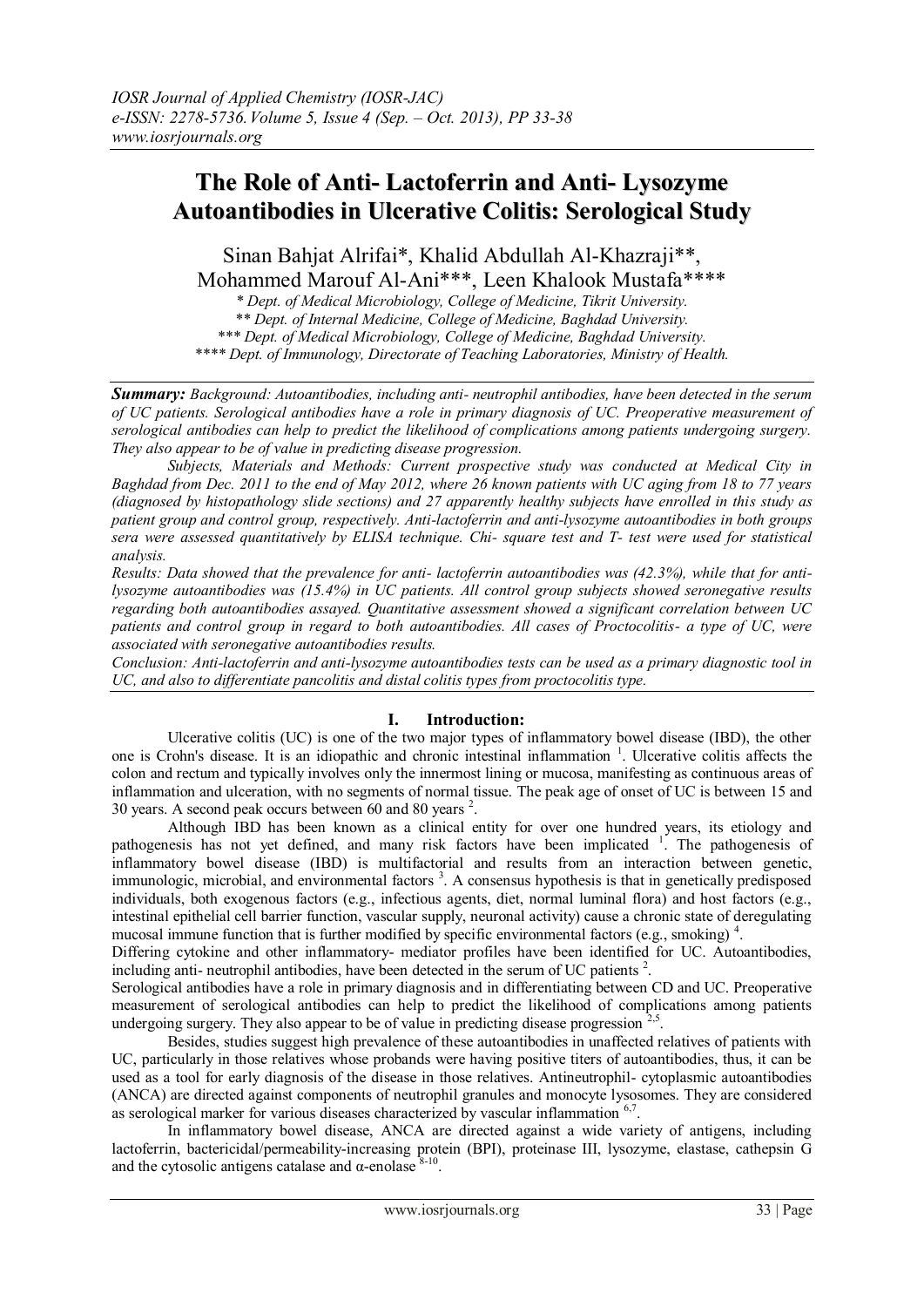# The Role of Anti- Lactoferrin and Anti- Lysozyme Autoantibodies in Ulcerative Colitis: Serological Study

Sinan Bahjat Alrifai*, Khalid Abdullah Al-Khazraji**, Mohammed Marouf Al-Ani***, Leen Khalook Mustafa****

*\* Dept. of Medical Microbiology, College of Medicine, Tikrit University.*
*\*\* Dept. of Internal Medicine, College of Medicine, Baghdad University.*
*\*\*\* Dept. of Medical Microbiology, College of Medicine, Baghdad University.*
*\*\*\*\* Dept. of Immunology, Directorate of Teaching Laboratories, Ministry of Health.*

***Summary:*** *Background: Autoantibodies, including anti- neutrophil antibodies, have been detected in the serum of UC patients. Serological antibodies have a role in primary diagnosis of UC. Preoperative measurement of serological antibodies can help to predict the likelihood of complications among patients undergoing surgery. They also appear to be of value in predicting disease progression.*

*Subjects, Materials and Methods: Current prospective study was conducted at Medical City in Baghdad from Dec. 2011 to the end of May 2012, where 26 known patients with UC aging from 18 to 77 years (diagnosed by histopathology slide sections) and 27 apparently healthy subjects have enrolled in this study as patient group and control group, respectively. Anti-lactoferrin and anti-lysozyme autoantibodies in both groups sera were assessed quantitatively by ELISA technique. Chi- square test and T- test were used for statistical analysis.*

*Results: Data showed that the prevalence for anti- lactoferrin autoantibodies was (42.3%), while that for anti-lysozyme autoantibodies was (15.4%) in UC patients. All control group subjects showed seronegative results regarding both autoantibodies assayed. Quantitative assessment showed a significant correlation between UC patients and control group in regard to both autoantibodies. All cases of Proctocolitis- a type of UC, were associated with seronegative autoantibodies results.*

*Conclusion: Anti-lactoferrin and anti-lysozyme autoantibodies tests can be used as a primary diagnostic tool in UC, and also to differentiate pancolitis and distal colitis types from proctocolitis type.*

## I. Introduction:

Ulcerative colitis (UC) is one of the two major types of inflammatory bowel disease (IBD), the other one is Crohn's disease. It is an idiopathic and chronic intestinal inflammation [1]. Ulcerative colitis affects the colon and rectum and typically involves only the innermost lining or mucosa, manifesting as continuous areas of inflammation and ulceration, with no segments of normal tissue. The peak age of onset of UC is between 15 and 30 years. A second peak occurs between 60 and 80 years [2].

Although IBD has been known as a clinical entity for over one hundred years, its etiology and pathogenesis has not yet defined, and many risk factors have been implicated [1]. The pathogenesis of inflammatory bowel disease (IBD) is multifactorial and results from an interaction between genetic, immunologic, microbial, and environmental factors [3]. A consensus hypothesis is that in genetically predisposed individuals, both exogenous factors (e.g., infectious agents, diet, normal luminal flora) and host factors (e.g., intestinal epithelial cell barrier function, vascular supply, neuronal activity) cause a chronic state of deregulating mucosal immune function that is further modified by specific environmental factors (e.g., smoking) [4].

Differing cytokine and other inflammatory- mediator profiles have been identified for UC. Autoantibodies, including anti- neutrophil antibodies, have been detected in the serum of UC patients [2].

Serological antibodies have a role in primary diagnosis and in differentiating between CD and UC. Preoperative measurement of serological antibodies can help to predict the likelihood of complications among patients undergoing surgery. They also appear to be of value in predicting disease progression [2,5].

Besides, studies suggest high prevalence of these autoantibodies in unaffected relatives of patients with UC, particularly in those relatives whose probands were having positive titers of autoantibodies, thus, it can be used as a tool for early diagnosis of the disease in those relatives. Antineutrophil- cytoplasmic autoantibodies (ANCA) are directed against components of neutrophil granules and monocyte lysosomes. They are considered as serological marker for various diseases characterized by vascular inflammation [6,7].

In inflammatory bowel disease, ANCA are directed against a wide variety of antigens, including lactoferrin, bactericidal/permeability-increasing protein (BPI), proteinase III, lysozyme, elastase, cathepsin G and the cytosolic antigens catalase and α-enolase [8-10].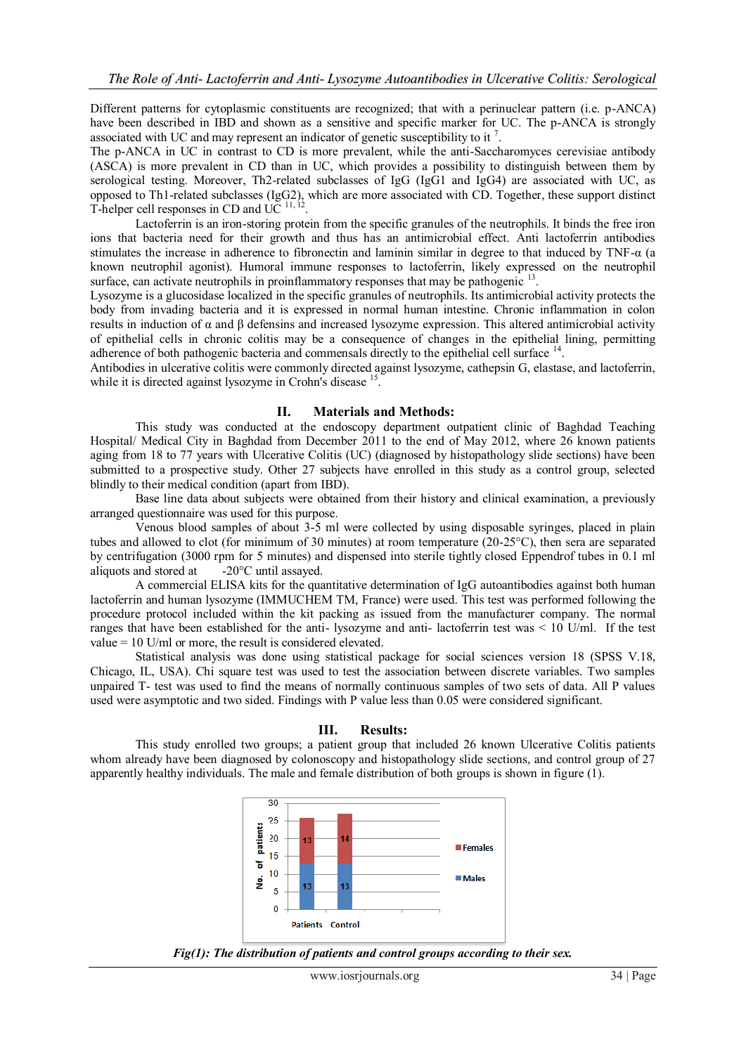Different patterns for cytoplasmic constituents are recognized; that with a perinuclear pattern (i.e. p-ANCA) have been described in IBD and shown as a sensitive and specific marker for UC. The p-ANCA is strongly associated with UC and may represent an indicator of genetic susceptibility to it [7].

The p-ANCA in UC in contrast to CD is more prevalent, while the anti-Saccharomyces cerevisiae antibody (ASCA) is more prevalent in CD than in UC, which provides a possibility to distinguish between them by serological testing. Moreover, Th2-related subclasses of IgG (IgG1 and IgG4) are associated with UC, as opposed to Th1-related subclasses (IgG2), which are more associated with CD. Together, these support distinct T-helper cell responses in CD and UC [11, 12].

Lactoferrin is an iron-storing protein from the specific granules of the neutrophils. It binds the free iron ions that bacteria need for their growth and thus has an antimicrobial effect. Anti lactoferrin antibodies stimulates the increase in adherence to fibronectin and laminin similar in degree to that induced by TNF-α (a known neutrophil agonist). Humoral immune responses to lactoferrin, likely expressed on the neutrophil surface, can activate neutrophils in proinflammatory responses that may be pathogenic [13].

Lysozyme is a glucosidase localized in the specific granules of neutrophils. Its antimicrobial activity protects the body from invading bacteria and it is expressed in normal human intestine. Chronic inflammation in colon results in induction of α and β defensins and increased lysozyme expression. This altered antimicrobial activity of epithelial cells in chronic colitis may be a consequence of changes in the epithelial lining, permitting adherence of both pathogenic bacteria and commensals directly to the epithelial cell surface [14].

Antibodies in ulcerative colitis were commonly directed against lysozyme, cathepsin G, elastase, and lactoferrin, while it is directed against lysozyme in Crohn's disease [15].

## II. Materials and Methods:

This study was conducted at the endoscopy department outpatient clinic of Baghdad Teaching Hospital/ Medical City in Baghdad from December 2011 to the end of May 2012, where 26 known patients aging from 18 to 77 years with Ulcerative Colitis (UC) (diagnosed by histopathology slide sections) have been submitted to a prospective study. Other 27 subjects have enrolled in this study as a control group, selected blindly to their medical condition (apart from IBD).

Base line data about subjects were obtained from their history and clinical examination, a previously arranged questionnaire was used for this purpose.

Venous blood samples of about 3-5 ml were collected by using disposable syringes, placed in plain tubes and allowed to clot (for minimum of 30 minutes) at room temperature (20-25°C), then sera are separated by centrifugation (3000 rpm for 5 minutes) and dispensed into sterile tightly closed Eppendrof tubes in 0.1 ml aliquots and stored at -20°C until assayed.

A commercial ELISA kits for the quantitative determination of IgG autoantibodies against both human lactoferrin and human lysozyme (IMMUCHEM TM, France) were used. This test was performed following the procedure protocol included within the kit packing as issued from the manufacturer company. The normal ranges that have been established for the anti- lysozyme and anti- lactoferrin test was < 10 U/ml. If the test value = 10 U/ml or more, the result is considered elevated.

Statistical analysis was done using statistical package for social sciences version 18 (SPSS V.18, Chicago, IL, USA). Chi square test was used to test the association between discrete variables. Two samples unpaired T- test was used to find the means of normally continuous samples of two sets of data. All P values used were asymptotic and two sided. Findings with P value less than 0.05 were considered significant.

## III. Results:

This study enrolled two groups; a patient group that included 26 known Ulcerative Colitis patients whom already have been diagnosed by colonoscopy and histopathology slide sections, and control group of 27 apparently healthy individuals. The male and female distribution of both groups is shown in figure (1).

| | Patients | Control |
|---|---|---|
| Males | 13 | 13 |
| Females | 13 | 14 |

*Fig(1): The distribution of patients and control groups according to their sex.*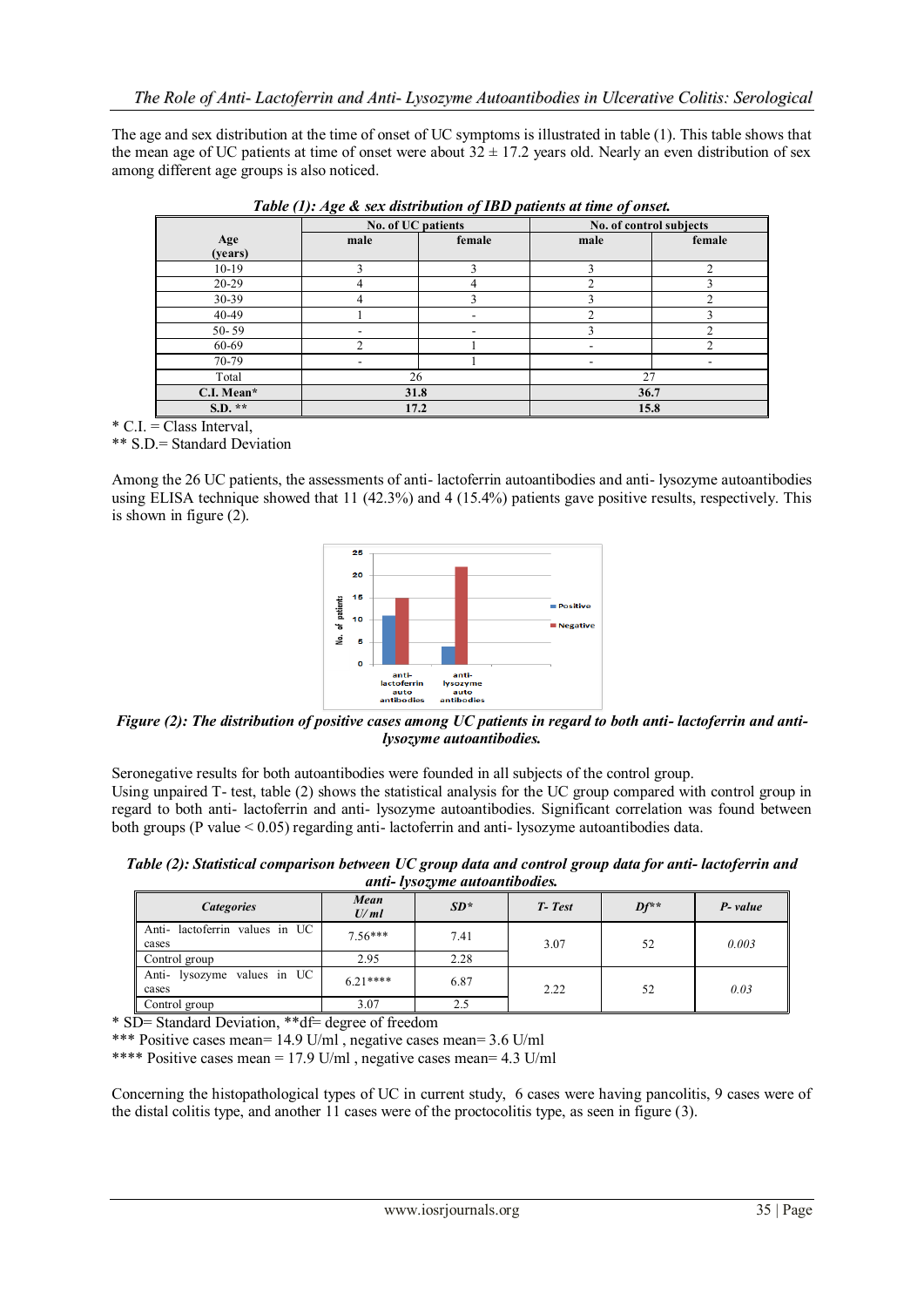The age and sex distribution at the time of onset of UC symptoms is illustrated in table (1). This table shows that the mean age of UC patients at time of onset were about 32 ± 17.2 years old. Nearly an even distribution of sex among different age groups is also noticed.

***Table (1): Age & sex distribution of IBD patients at time of onset.***

| Age (years) | No. of UC patients | | No. of control subjects | |
|---|---|---|---|---|
| | male | female | male | female |
| 10-19 | 3 | 3 | 3 | 2 |
| 20-29 | 4 | 4 | 2 | 3 |
| 30-39 | 4 | 3 | 3 | 2 |
| 40-49 | 1 | - | 2 | 3 |
| 50- 59 | - | - | 3 | 2 |
| 60-69 | 2 | 1 | - | 2 |
| 70-79 | - | 1 | - | - |
| Total | 26 | | 27 | |
| **C.I. Mean*** | **31.8** | | **36.7** | |
| **S.D. **** | **17.2** | | **15.8** | |

\* C.I. = Class Interval,
\** S.D.= Standard Deviation

Among the 26 UC patients, the assessments of anti- lactoferrin autoantibodies and anti- lysozyme autoantibodies using ELISA technique showed that 11 (42.3%) and 4 (15.4%) patients gave positive results, respectively. This is shown in figure (2).

***Figure (2): The distribution of positive cases among UC patients in regard to both anti- lactoferrin and anti- lysozyme autoantibodies.***

Seronegative results for both autoantibodies were founded in all subjects of the control group.
Using unpaired T- test, table (2) shows the statistical analysis for the UC group compared with control group in regard to both anti- lactoferrin and anti- lysozyme autoantibodies. Significant correlation was found between both groups (P value < 0.05) regarding anti- lactoferrin and anti- lysozyme autoantibodies data.

***Table (2): Statistical comparison between UC group data and control group data for anti- lactoferrin and anti- lysozyme autoantibodies.***

| *Categories* | *Mean U/ ml* | *SD** | *T- Test* | *Df*** | *P- value* |
|---|---|---|---|---|---|
| Anti- lactoferrin values in UC cases | 7.56*** | 7.41 | 3.07 | 52 | *0.003* |
| Control group | 2.95 | 2.28 | | | |
| Anti- lysozyme values in UC cases | 6.21**** | 6.87 | 2.22 | 52 | *0.03* |
| Control group | 3.07 | 2.5 | | | |

\* SD= Standard Deviation, **df= degree of freedom
\*** Positive cases mean= 14.9 U/ml , negative cases mean= 3.6 U/ml
\**** Positive cases mean = 17.9 U/ml , negative cases mean= 4.3 U/ml

Concerning the histopathological types of UC in current study, 6 cases were having pancolitis, 9 cases were of the distal colitis type, and another 11 cases were of the proctocolitis type, as seen in figure (3).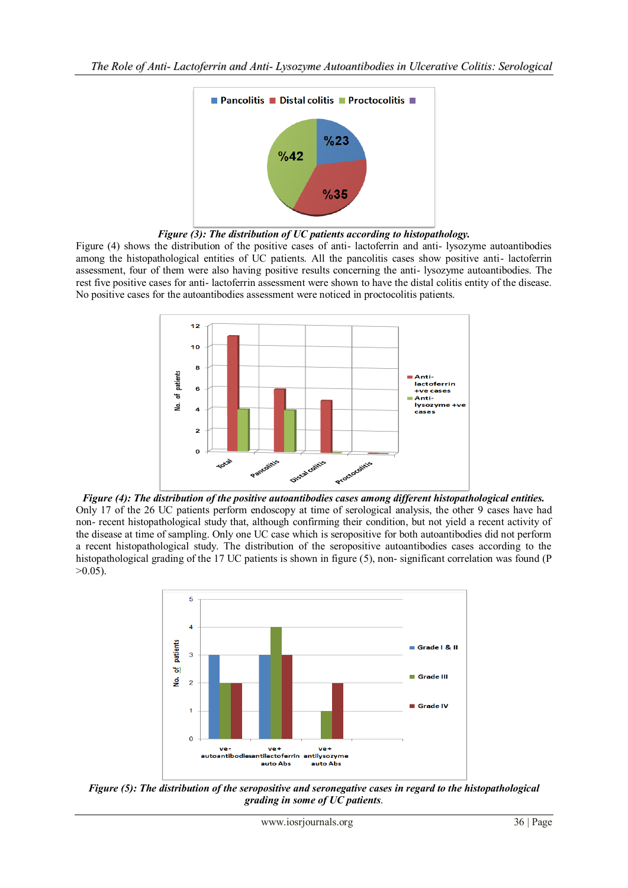*Figure (3): The distribution of UC patients according to histopathology.*

Figure (4) shows the distribution of the positive cases of anti- lactoferrin and anti- lysozyme autoantibodies among the histopathological entities of UC patients. All the pancolitis cases show positive anti- lactoferrin assessment, four of them were also having positive results concerning the anti- lysozyme autoantibodies. The rest five positive cases for anti- lactoferrin assessment were shown to have the distal colitis entity of the disease. No positive cases for the autoantibodies assessment were noticed in proctocolitis patients.

*Figure (4): The distribution of the positive autoantibodies cases among different histopathological entities.*

Only 17 of the 26 UC patients perform endoscopy at time of serological analysis, the other 9 cases have had non- recent histopathological study that, although confirming their condition, but not yield a recent activity of the disease at time of sampling. Only one UC case which is seropositive for both autoantibodies did not perform a recent histopathological study. The distribution of the seropositive autoantibodies cases according to the histopathological grading of the 17 UC patients is shown in figure (5), non- significant correlation was found ($P > 0.05$).

*Figure (5): The distribution of the seropositive and seronegative cases in regard to the histopathological grading in some of UC patients.*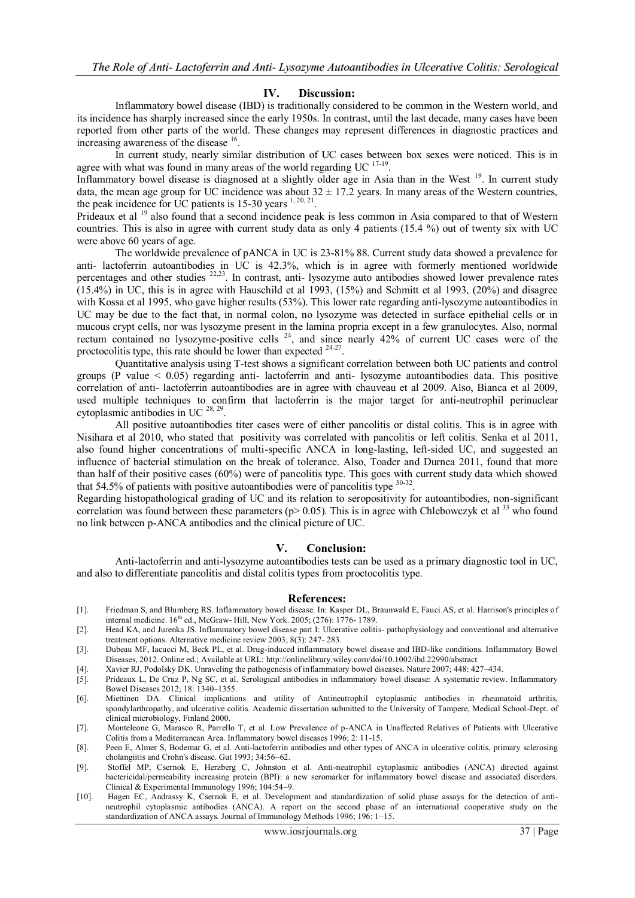## IV. Discussion:

Inflammatory bowel disease (IBD) is traditionally considered to be common in the Western world, and its incidence has sharply increased since the early 1950s. In contrast, until the last decade, many cases have been reported from other parts of the world. These changes may represent differences in diagnostic practices and increasing awareness of the disease [16].

In current study, nearly similar distribution of UC cases between box sexes were noticed. This is in agree with what was found in many areas of the world regarding UC [17-19].

Inflammatory bowel disease is diagnosed at a slightly older age in Asia than in the West [19]. In current study data, the mean age group for UC incidence was about $32 \pm 17.2$ years. In many areas of the Western countries, the peak incidence for UC patients is 15-30 years [1, 20, 21].

Prideaux et al [19] also found that a second incidence peak is less common in Asia compared to that of Western countries. This is also in agree with current study data as only 4 patients (15.4 %) out of twenty six with UC were above 60 years of age.

The worldwide prevalence of pANCA in UC is 23-81% 88. Current study data showed a prevalence for anti- lactoferrin autoantibodies in UC is 42.3%, which is in agree with formerly mentioned worldwide percentages and other studies [22,23]. In contrast, anti- lysozyme auto antibodies showed lower prevalence rates (15.4%) in UC, this is in agree with Hauschild et al 1993, (15%) and Schmitt et al 1993, (20%) and disagree with Kossa et al 1995, who gave higher results (53%). This lower rate regarding anti-lysozyme autoantibodies in UC may be due to the fact that, in normal colon, no lysozyme was detected in surface epithelial cells or in mucous crypt cells, nor was lysozyme present in the lamina propria except in a few granulocytes. Also, normal rectum contained no lysozyme-positive cells [24], and since nearly 42% of current UC cases were of the proctocolitis type, this rate should be lower than expected [24-27].

Quantitative analysis using T-test shows a significant correlation between both UC patients and control groups (P value $< 0.05$) regarding anti- lactoferrin and anti- lysozyme autoantibodies data. This positive correlation of anti- lactoferrin autoantibodies are in agree with chauveau et al 2009. Also, Bianca et al 2009, used multiple techniques to confirm that lactoferrin is the major target for anti-neutrophil perinuclear cytoplasmic antibodies in UC [28, 29].

All positive autoantibodies titer cases were of either pancolitis or distal colitis. This is in agree with Nisihara et al 2010, who stated that positivity was correlated with pancolitis or left colitis. Senka et al 2011, also found higher concentrations of multi-specific ANCA in long-lasting, left-sided UC, and suggested an influence of bacterial stimulation on the break of tolerance. Also, Toader and Durnea 2011, found that more than half of their positive cases (60%) were of pancolitis type. This goes with current study data which showed that 54.5% of patients with positive autoantibodies were of pancolitis type [30-32].

Regarding histopathological grading of UC and its relation to seropositivity for autoantibodies, non-significant correlation was found between these parameters ($p > 0.05$). This is in agree with Chlebowczyk et al [33] who found no link between p-ANCA antibodies and the clinical picture of UC.

## V. Conclusion:

Anti-lactoferrin and anti-lysozyme autoantibodies tests can be used as a primary diagnostic tool in UC, and also to differentiate pancolitis and distal colitis types from proctocolitis type.

## References:

[1]. Friedman S, and Blumberg RS. Inflammatory bowel disease. In: Kasper DL, Braunwald E, Fauci AS, et al. Harrison's principles of internal medicine. 16th ed., McGraw- Hill, New York. 2005; (276): 1776- 1789.

[2]. Head KA, and Jurenka JS. Inflammatory bowel disease part I: Ulcerative colitis- pathophysiology and conventional and alternative treatment options. Alternative medicine review 2003; 8(3): 247- 283.

[3]. Dubeau MF, Iacucci M, Beck PL, et al. Drug-induced inflammatory bowel disease and IBD-like conditions. Inflammatory Bowel Diseases, 2012. Online ed.; Available at URL: http://onlinelibrary.wiley.com/doi/10.1002/ibd.22990/abstract

[4]. Xavier RJ, Podolsky DK. Unraveling the pathogenesis of inflammatory bowel diseases. Nature 2007; 448: 427–434.

[5]. Prideaux L, De Cruz P, Ng SC, et al. Serological antibodies in inflammatory bowel disease: A systematic review. Inflammatory Bowel Diseases 2012; 18: 1340–1355.

[6]. Miettinen DA. Clinical implications and utility of Antineutrophil cytoplasmic antibodies in rheumatoid arthritis, spondylarthropathy, and ulcerative colitis. Academic dissertation submitted to the University of Tampere, Medical School-Dept. of clinical microbiology, Finland 2000.

[7]. Monteleone G, Marasco R, Parrello T, et al. Low Prevalence of p-ANCA in Unaffected Relatives of Patients with Ulcerative Colitis from a Mediterranean Area. Inflammatory bowel diseases 1996; 2: 11-15.

[8]. Peen E, Almer S, Bodemar G, et al. Anti-lactoferrin antibodies and other types of ANCA in ulcerative colitis, primary sclerosing cholangiitis and Crohn's disease. Gut 1993; 34:56–62.

[9]. Stoffel MP, Csernok E, Herzberg C, Johnston et al. Anti-neutrophil cytoplasmic antibodies (ANCA) directed against bactericidal/permeability increasing protein (BPI): a new seromarker for inflammatory bowel disease and associated disorders. Clinical & Experimental Immunology 1996; 104:54–9.

[10]. Hagen EC, Andrassy K, Csernok E, et al. Development and standardization of solid phase assays for the detection of anti-neutrophil cytoplasmic antibodies (ANCA). A report on the second phase of an international cooperative study on the standardization of ANCA assays. Journal of Immunology Methods 1996; 196: 1–15.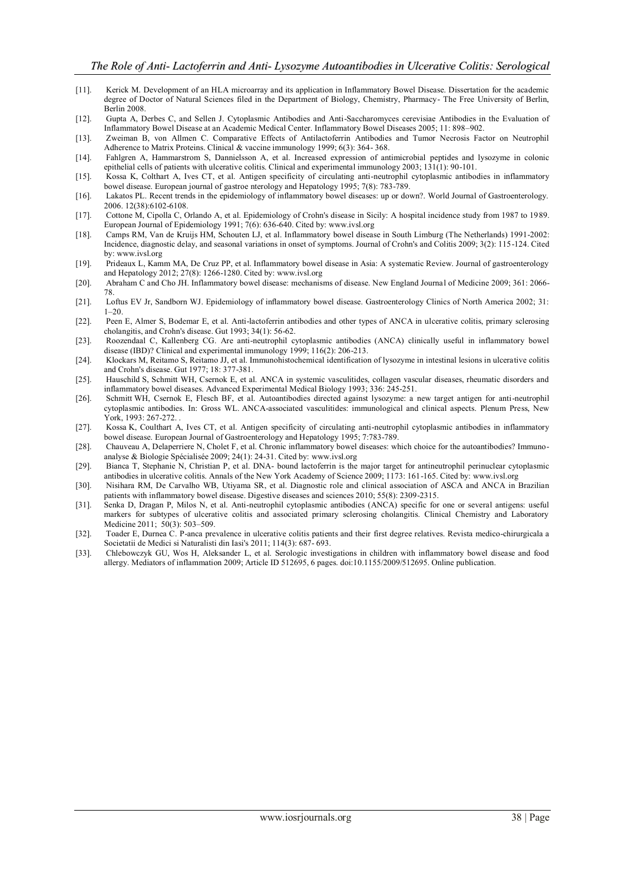[11]. Kerick M. Development of an HLA microarray and its application in Inflammatory Bowel Disease. Dissertation for the academic degree of Doctor of Natural Sciences filed in the Department of Biology, Chemistry, Pharmacy- The Free University of Berlin, Berlin 2008.

[12]. Gupta A, Derbes C, and Sellen J. Cytoplasmic Antibodies and Anti-Saccharomyces cerevisiae Antibodies in the Evaluation of Inflammatory Bowel Disease at an Academic Medical Center. Inflammatory Bowel Diseases 2005; 11: 898–902.

[13]. Zweiman B, von Allmen C. Comparative Effects of Antilactoferrin Antibodies and Tumor Necrosis Factor on Neutrophil Adherence to Matrix Proteins. Clinical & vaccine immunology 1999; 6(3): 364- 368.

[14]. Fahlgren A, Hammarstrom S, Dannielsson A, et al. Increased expression of antimicrobial peptides and lysozyme in colonic epithelial cells of patients with ulcerative colitis. Clinical and experimental immunology 2003; 131(1): 90-101.

[15]. Kossa K, Colthart A, Ives CT, et al. Antigen specificity of circulating anti-neutrophil cytoplasmic antibodies in inflammatory bowel disease. European journal of gastroe nterology and Hepatology 1995; 7(8): 783-789.

[16]. Lakatos PL. Recent trends in the epidemiology of inflammatory bowel diseases: up or down?. World Journal of Gastroenterology. 2006. 12(38):6102-6108.

[17]. Cottone M, Cipolla C, Orlando A, et al. Epidemiology of Crohn's disease in Sicily: A hospital incidence study from 1987 to 1989. European Journal of Epidemiology 1991; 7(6): 636-640. Cited by: www.ivsl.org

[18]. Camps RM, Van de Kruijs HM, Schouten LJ, et al. Inflammatory bowel disease in South Limburg (The Netherlands) 1991-2002: Incidence, diagnostic delay, and seasonal variations in onset of symptoms. Journal of Crohn's and Colitis 2009; 3(2): 115-124. Cited by: www.ivsl.org

[19]. Prideaux L, Kamm MA, De Cruz PP, et al. Inflammatory bowel disease in Asia: A systematic Review. Journal of gastroenterology and Hepatology 2012; 27(8): 1266-1280. Cited by: www.ivsl.org

[20]. Abraham C and Cho JH. Inflammatory bowel disease: mechanisms of disease. New England Journal of Medicine 2009; 361: 2066-78.

[21]. Loftus EV Jr, Sandborn WJ. Epidemiology of inflammatory bowel disease. Gastroenterology Clinics of North America 2002; 31: 1–20.

[22]. Peen E, Almer S, Bodemar E, et al. Anti-lactoferrin antibodies and other types of ANCA in ulcerative colitis, primary sclerosing cholangitis, and Crohn's disease. Gut 1993; 34(1): 56-62.

[23]. Roozendaal C, Kallenberg CG. Are anti-neutrophil cytoplasmic antibodies (ANCA) clinically useful in inflammatory bowel disease (IBD)? Clinical and experimental immunology 1999; 116(2): 206-213.

[24]. Klockars M, Reitamo S, Reitamo JJ, et al. Immunohistochemical identification of lysozyme in intestinal lesions in ulcerative colitis and Crohn's disease. Gut 1977; 18: 377-381.

[25]. Hauschild S, Schmitt WH, Csernok E, et al. ANCA in systemic vasculitides, collagen vascular diseases, rheumatic disorders and inflammatory bowel diseases. Advanced Experimental Medical Biology 1993; 336: 245-251.

[26]. Schmitt WH, Csernok E, Flesch BF, et al. Autoantibodies directed against lysozyme: a new target antigen for anti-neutrophil cytoplasmic antibodies. In: Gross WL. ANCA-associated vasculitides: immunological and clinical aspects. Plenum Press, New York, 1993: 267-272. .

[27]. Kossa K, Coulthart A, Ives CT, et al. Antigen specificity of circulating anti-neutrophil cytoplasmic antibodies in inflammatory bowel disease. European Journal of Gastroenterology and Hepatology 1995; 7:783-789.

[28]. Chauveau A, Delaperriere N, Cholet F, et al. Chronic inflammatory bowel diseases: which choice for the autoantibodies? Immuno-analyse & Biologie Spécialisée 2009; 24(1): 24-31. Cited by: www.ivsl.org

[29]. Bianca T, Stephanie N, Christian P, et al. DNA- bound lactoferrin is the major target for antineutrophil perinuclear cytoplasmic antibodies in ulcerative colitis. Annals of the New York Academy of Science 2009; 1173: 161-165. Cited by: www.ivsl.org

[30]. Nisihara RM, De Carvalho WB, Utiyama SR, et al. Diagnostic role and clinical association of ASCA and ANCA in Brazilian patients with inflammatory bowel disease. Digestive diseases and sciences 2010; 55(8): 2309-2315.

[31]. Senka D, Dragan P, Milos N, et al. Anti-neutrophil cytoplasmic antibodies (ANCA) specific for one or several antigens: useful markers for subtypes of ulcerative colitis and associated primary sclerosing cholangitis. Clinical Chemistry and Laboratory Medicine 2011; 50(3): 503–509.

[32]. Toader E, Durnea C. P-anca prevalence in ulcerative colitis patients and their first degree relatives. Revista medico-chirurgicala a Societatii de Medici si Naturalisti din Iasi's 2011; 114(3): 687- 693.

[33]. Chlebowczyk GU, Wos H, Aleksander L, et al. Serologic investigations in children with inflammatory bowel disease and food allergy. Mediators of inflammation 2009; Article ID 512695, 6 pages. doi:10.1155/2009/512695. Online publication.